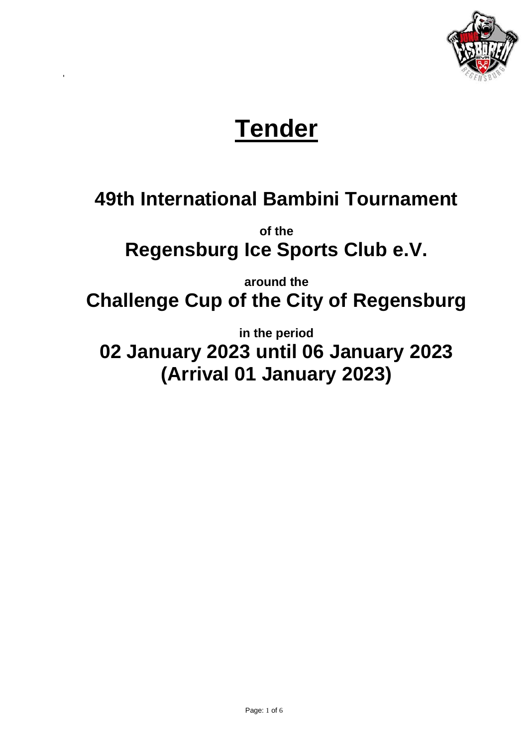# Tender

## 49th International Bambini Tournament

**of the**

## Regensburg Ice Sports Club e.V.

**around the**

## Challenge Cup of the City of Regensburg

**in the period**

## 02 January 2023 until 06 January 2023 (Arrival 01 January 2023)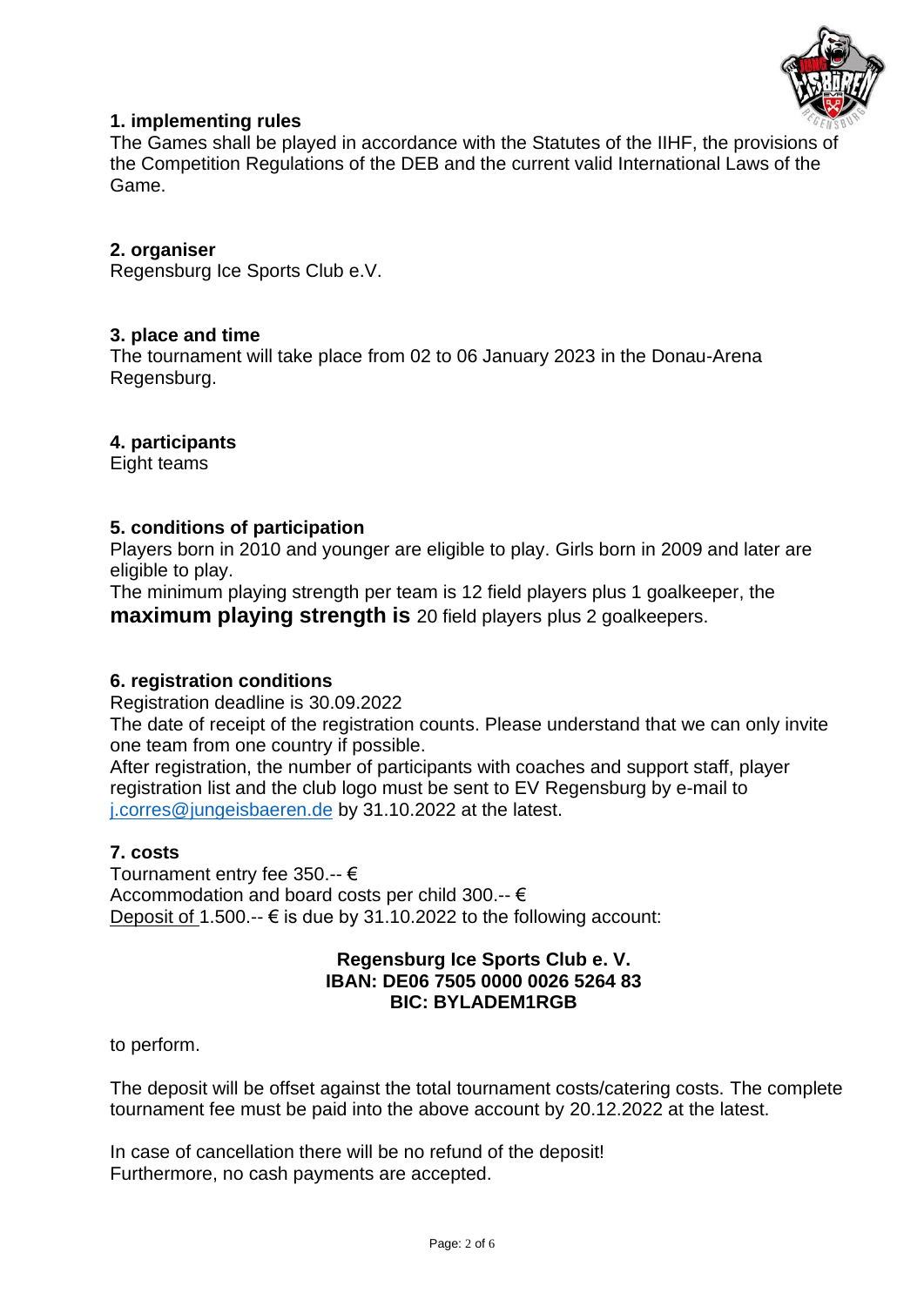## 1. implementing rules

The Games shall be played in accordance with the Statutes of the IIHF, the provisions of the Competition Regulations of the DEB and the current valid International Laws of the Game.

## 2. organiser

Regensburg Ice Sports Club e.V.

## 3. place and time

The tournament will take place from 02 to 06 January 2023 in the Donau-Arena Regensburg.

## 4. participants

Eight teams

## 5. conditions of participation

Players born in 2010 and younger are eligible to play. Girls born in 2009 and later are eligible to play.

The minimum playing strength per team is 12 field players plus 1 goalkeeper, the **maximum playing strength is** 20 field players plus 2 goalkeepers.

## 6. registration conditions

Registration deadline is 30.09.2022

The date of receipt of the registration counts. Please understand that we can only invite one team from one country if possible.

After registration, the number of participants with coaches and support staff, player registration list and the club logo must be sent to EV Regensburg by e-mail to j.corres@jungeisbaeren.de by 31.10.2022 at the latest.

## 7. costs

Tournament entry fee 350.-- €

Accommodation and board costs per child 300.-- €

Deposit of 1.500.-- € is due by 31.10.2022 to the following account:

**Regensburg Ice Sports Club e. V.**
**IBAN: DE06 7505 0000 0026 5264 83**
**BIC: BYLADEM1RGB**

to perform.

The deposit will be offset against the total tournament costs/catering costs. The complete tournament fee must be paid into the above account by 20.12.2022 at the latest.

In case of cancellation there will be no refund of the deposit!

Furthermore, no cash payments are accepted.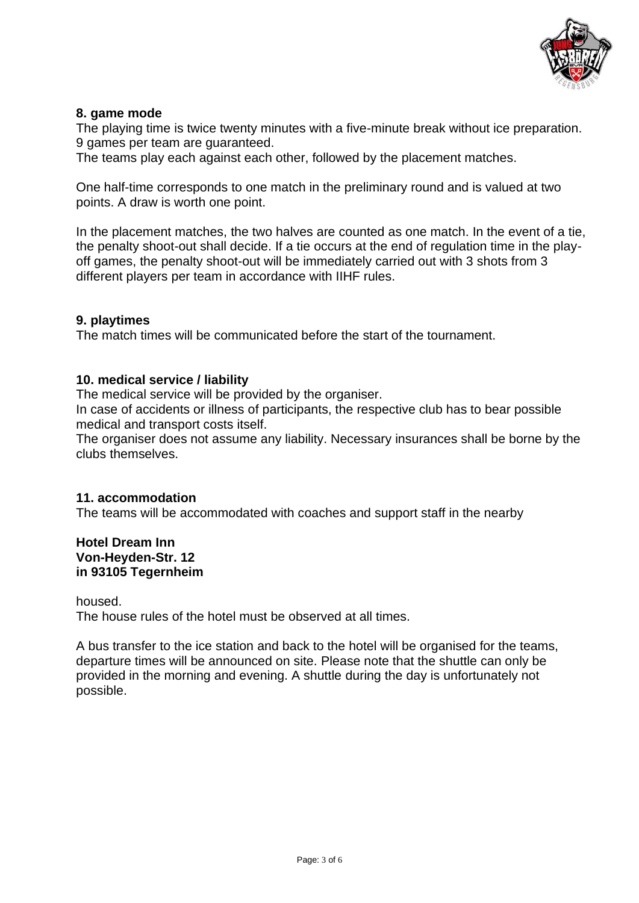## 8. game mode

The playing time is twice twenty minutes with a five-minute break without ice preparation. 9 games per team are guaranteed.
The teams play each against each other, followed by the placement matches.

One half-time corresponds to one match in the preliminary round and is valued at two points. A draw is worth one point.

In the placement matches, the two halves are counted as one match. In the event of a tie, the penalty shoot-out shall decide. If a tie occurs at the end of regulation time in the play-off games, the penalty shoot-out will be immediately carried out with 3 shots from 3 different players per team in accordance with IIHF rules.

## 9. playtimes

The match times will be communicated before the start of the tournament.

## 10. medical service / liability

The medical service will be provided by the organiser.
In case of accidents or illness of participants, the respective club has to bear possible medical and transport costs itself.
The organiser does not assume any liability. Necessary insurances shall be borne by the clubs themselves.

## 11. accommodation

The teams will be accommodated with coaches and support staff in the nearby

**Hotel Dream Inn**
**Von-Heyden-Str. 12**
**in 93105 Tegernheim**

housed.
The house rules of the hotel must be observed at all times.

A bus transfer to the ice station and back to the hotel will be organised for the teams, departure times will be announced on site. Please note that the shuttle can only be provided in the morning and evening. A shuttle during the day is unfortunately not possible.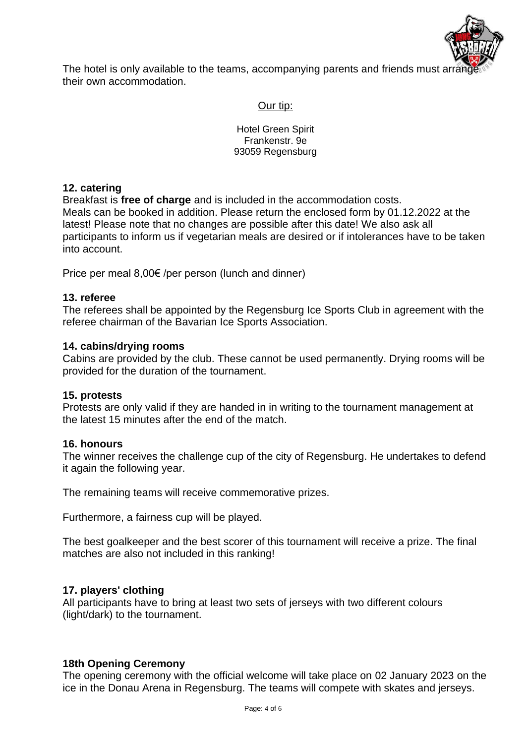The hotel is only available to the teams, accompanying parents and friends must arrange their own accommodation.

<u>Our tip:</u>

Hotel Green Spirit
Frankenstr. 9e
93059 Regensburg

**12. catering**

Breakfast is **free of charge** and is included in the accommodation costs.
Meals can be booked in addition. Please return the enclosed form by 01.12.2022 at the latest! Please note that no changes are possible after this date! We also ask all participants to inform us if vegetarian meals are desired or if intolerances have to be taken into account.

Price per meal 8,00€ /per person (lunch and dinner)

**13. referee**

The referees shall be appointed by the Regensburg Ice Sports Club in agreement with the referee chairman of the Bavarian Ice Sports Association.

**14. cabins/drying rooms**

Cabins are provided by the club. These cannot be used permanently. Drying rooms will be provided for the duration of the tournament.

**15. protests**

Protests are only valid if they are handed in in writing to the tournament management at the latest 15 minutes after the end of the match.

**16. honours**

The winner receives the challenge cup of the city of Regensburg. He undertakes to defend it again the following year.

The remaining teams will receive commemorative prizes.

Furthermore, a fairness cup will be played.

The best goalkeeper and the best scorer of this tournament will receive a prize. The final matches are also not included in this ranking!

**17. players' clothing**

All participants have to bring at least two sets of jerseys with two different colours (light/dark) to the tournament.

**18th Opening Ceremony**

The opening ceremony with the official welcome will take place on 02 January 2023 on the ice in the Donau Arena in Regensburg. The teams will compete with skates and jerseys.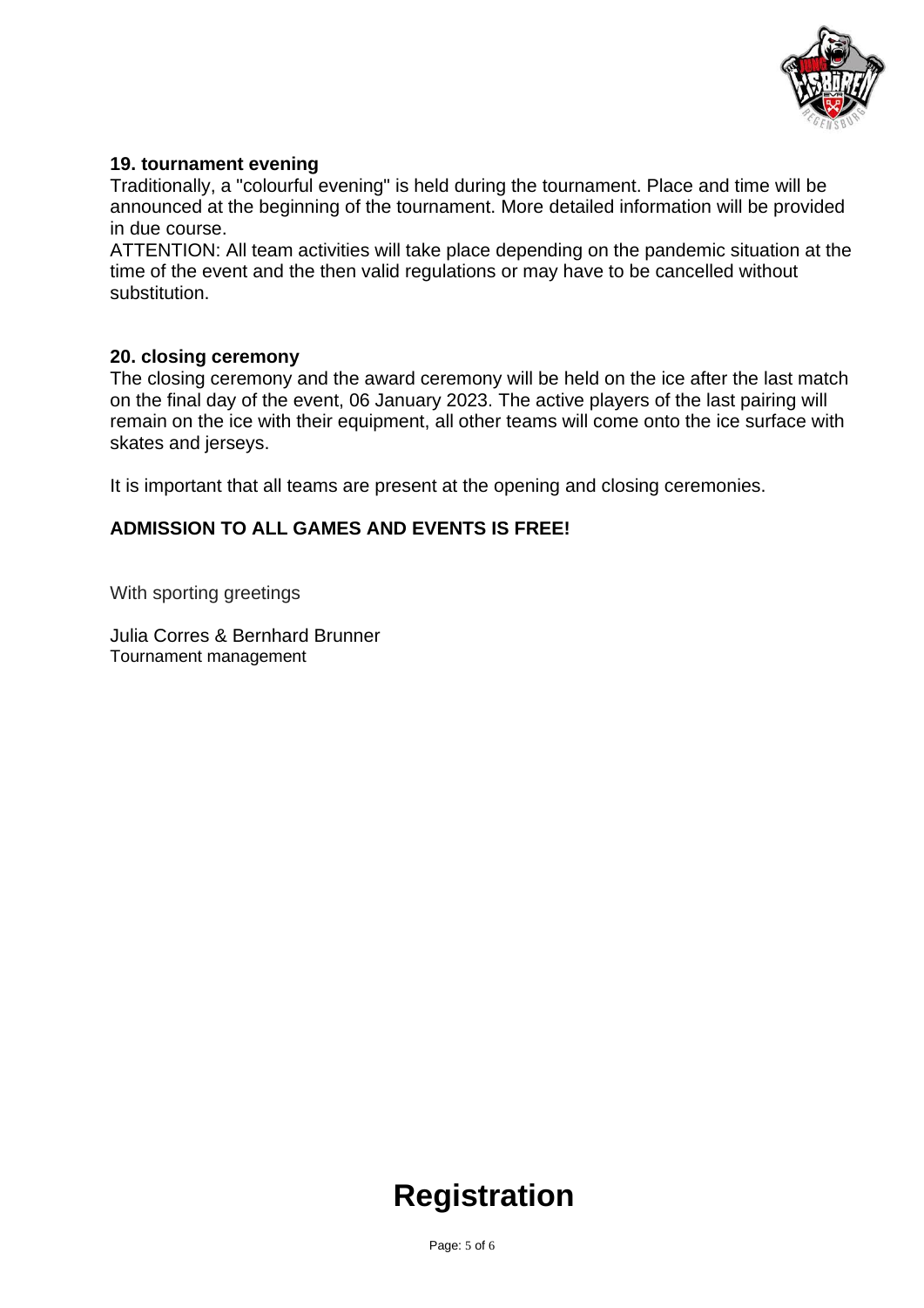**19. tournament evening**

Traditionally, a "colourful evening" is held during the tournament. Place and time will be announced at the beginning of the tournament. More detailed information will be provided in due course.

ATTENTION: All team activities will take place depending on the pandemic situation at the time of the event and the then valid regulations or may have to be cancelled without substitution.

**20. closing ceremony**

The closing ceremony and the award ceremony will be held on the ice after the last match on the final day of the event, 06 January 2023. The active players of the last pairing will remain on the ice with their equipment, all other teams will come onto the ice surface with skates and jerseys.

It is important that all teams are present at the opening and closing ceremonies.

**ADMISSION TO ALL GAMES AND EVENTS IS FREE!**

With sporting greetings

Julia Corres & Bernhard Brunner
Tournament management

# Registration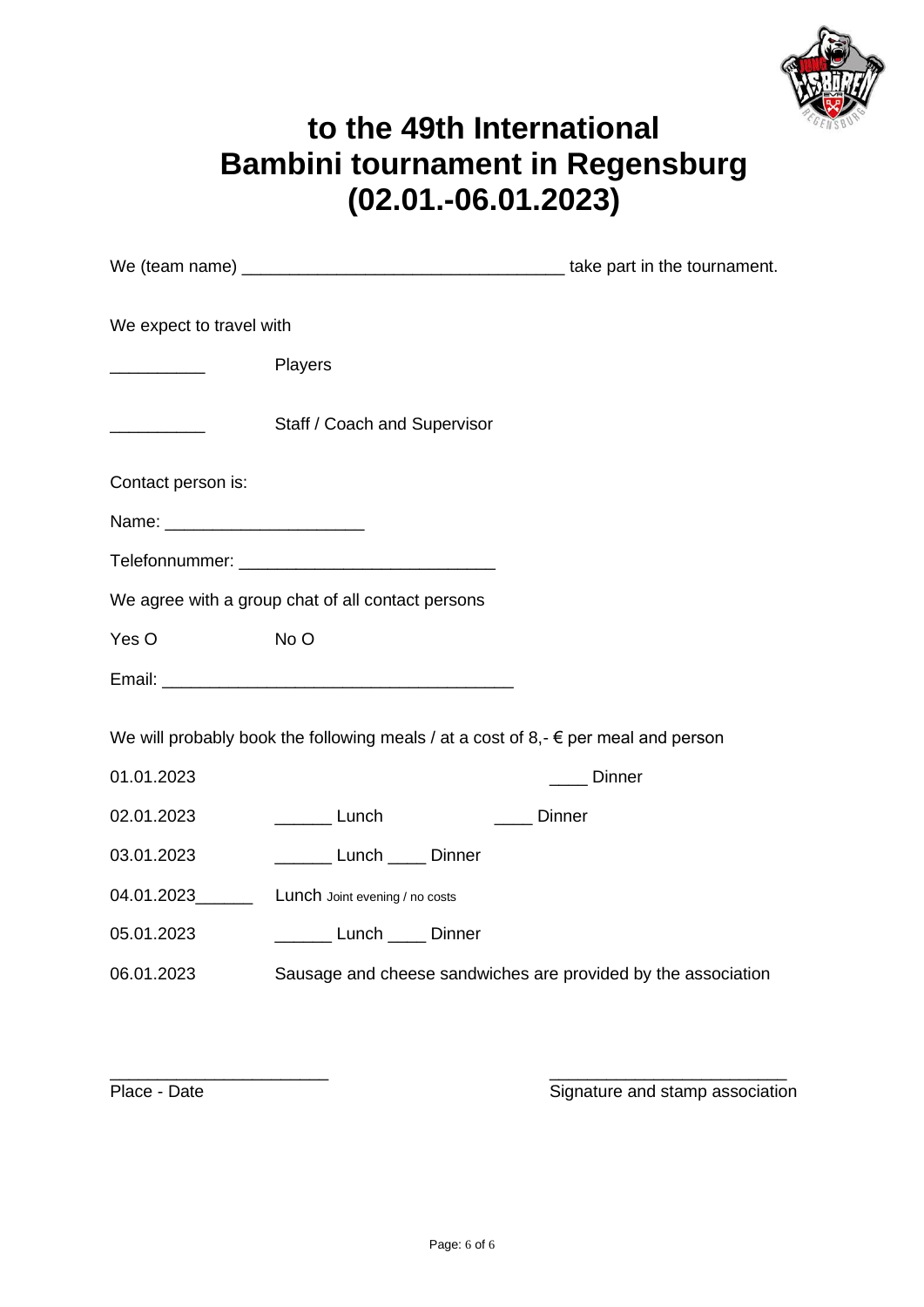# to the 49th International Bambini tournament in Regensburg (02.01.-06.01.2023)

We (team name) _________________________________ take part in the tournament.

We expect to travel with

__________ Players

__________ Staff / Coach and Supervisor

Contact person is:

Name: _____________________

Telefonnummer: ___________________________

We agree with a group chat of all contact persons

Yes O No O

Email: _____________________________________

We will probably book the following meals / at a cost of 8,- € per meal and person

| | | |
|---|---|---|
| 01.01.2023 | | ____ Dinner |
| 02.01.2023 | ______ Lunch | ____ Dinner |
| 03.01.2023 | ______ Lunch ____ Dinner | |
| 04.01.2023______ | Lunch Joint evening / no costs | |
| 05.01.2023 | ______ Lunch ____ Dinner | |
| 06.01.2023 | Sausage and cheese sandwiches are provided by the association | |

______________________ ________________________

Place - Date Signature and stamp association